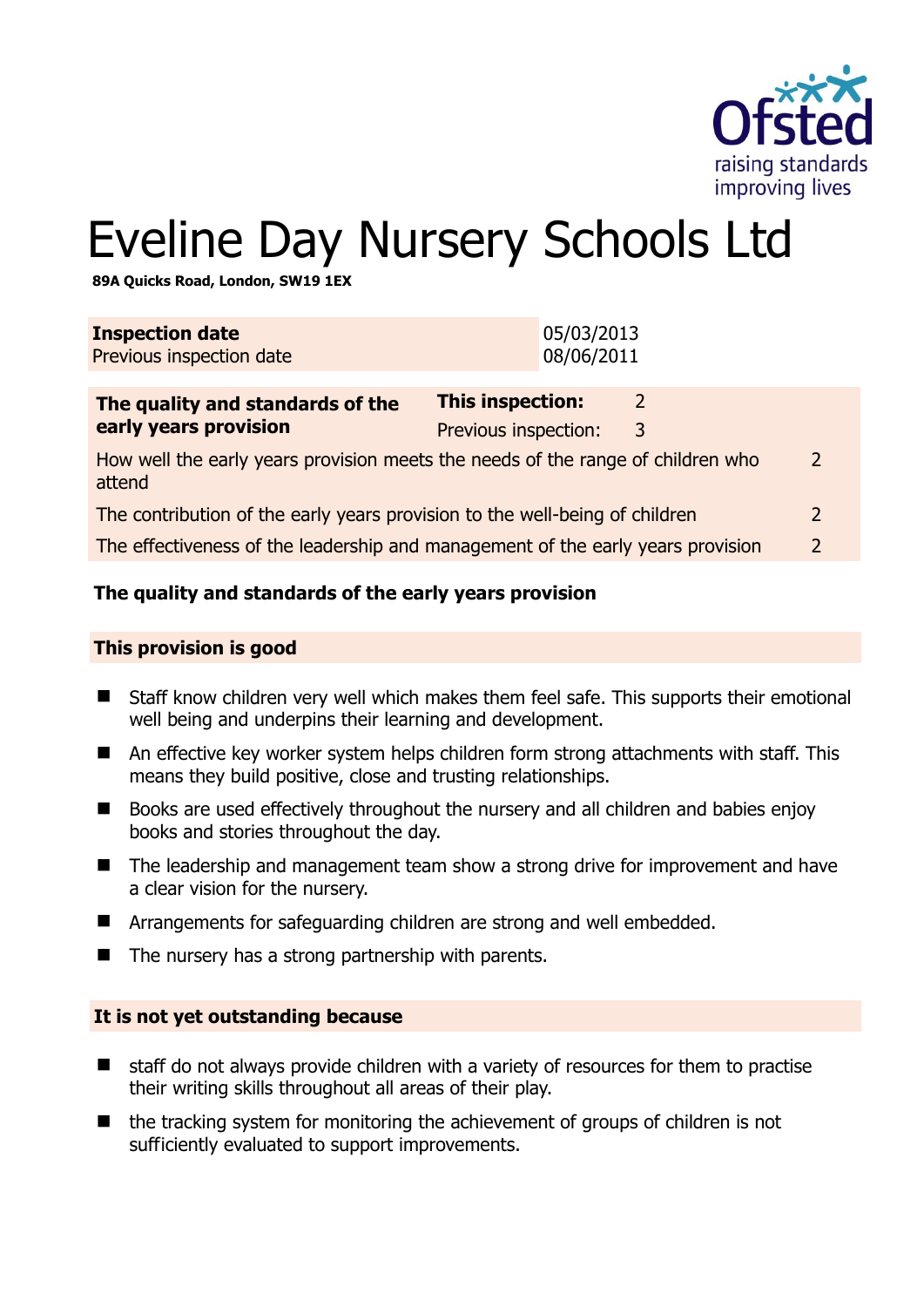# Eveline Day Nursery Schools Ltd

**89A Quicks Road, London, SW19 1EX**

| **Inspection date** | 05/03/2013 |
|---|---|
| Previous inspection date | 08/06/2011 |

| **The quality and standards of the early years provision** | **This inspection:** | 2 |
|---|---|---|
| | Previous inspection: | 3 |
| How well the early years provision meets the needs of the range of children who attend | | 2 |
| The contribution of the early years provision to the well-being of children | | 2 |
| The effectiveness of the leadership and management of the early years provision | | 2 |

## The quality and standards of the early years provision

### This provision is good

- Staff know children very well which makes them feel safe. This supports their emotional well being and underpins their learning and development.
- An effective key worker system helps children form strong attachments with staff. This means they build positive, close and trusting relationships.
- Books are used effectively throughout the nursery and all children and babies enjoy books and stories throughout the day.
- The leadership and management team show a strong drive for improvement and have a clear vision for the nursery.
- Arrangements for safeguarding children are strong and well embedded.
- The nursery has a strong partnership with parents.

### It is not yet outstanding because

- staff do not always provide children with a variety of resources for them to practise their writing skills throughout all areas of their play.
- the tracking system for monitoring the achievement of groups of children is not sufficiently evaluated to support improvements.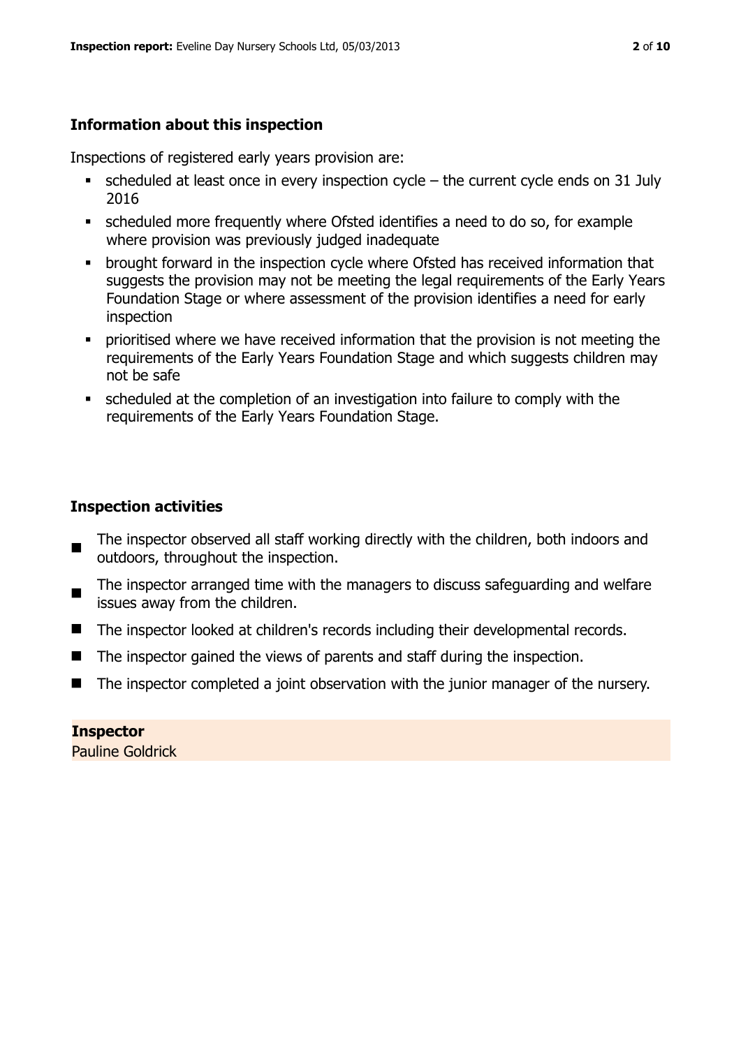## Information about this inspection

Inspections of registered early years provision are:

- scheduled at least once in every inspection cycle – the current cycle ends on 31 July 2016
- scheduled more frequently where Ofsted identifies a need to do so, for example where provision was previously judged inadequate
- brought forward in the inspection cycle where Ofsted has received information that suggests the provision may not be meeting the legal requirements of the Early Years Foundation Stage or where assessment of the provision identifies a need for early inspection
- prioritised where we have received information that the provision is not meeting the requirements of the Early Years Foundation Stage and which suggests children may not be safe
- scheduled at the completion of an investigation into failure to comply with the requirements of the Early Years Foundation Stage.

## Inspection activities

- The inspector observed all staff working directly with the children, both indoors and outdoors, throughout the inspection.
- The inspector arranged time with the managers to discuss safeguarding and welfare issues away from the children.
- The inspector looked at children's records including their developmental records.
- The inspector gained the views of parents and staff during the inspection.
- The inspector completed a joint observation with the junior manager of the nursery.

**Inspector**
Pauline Goldrick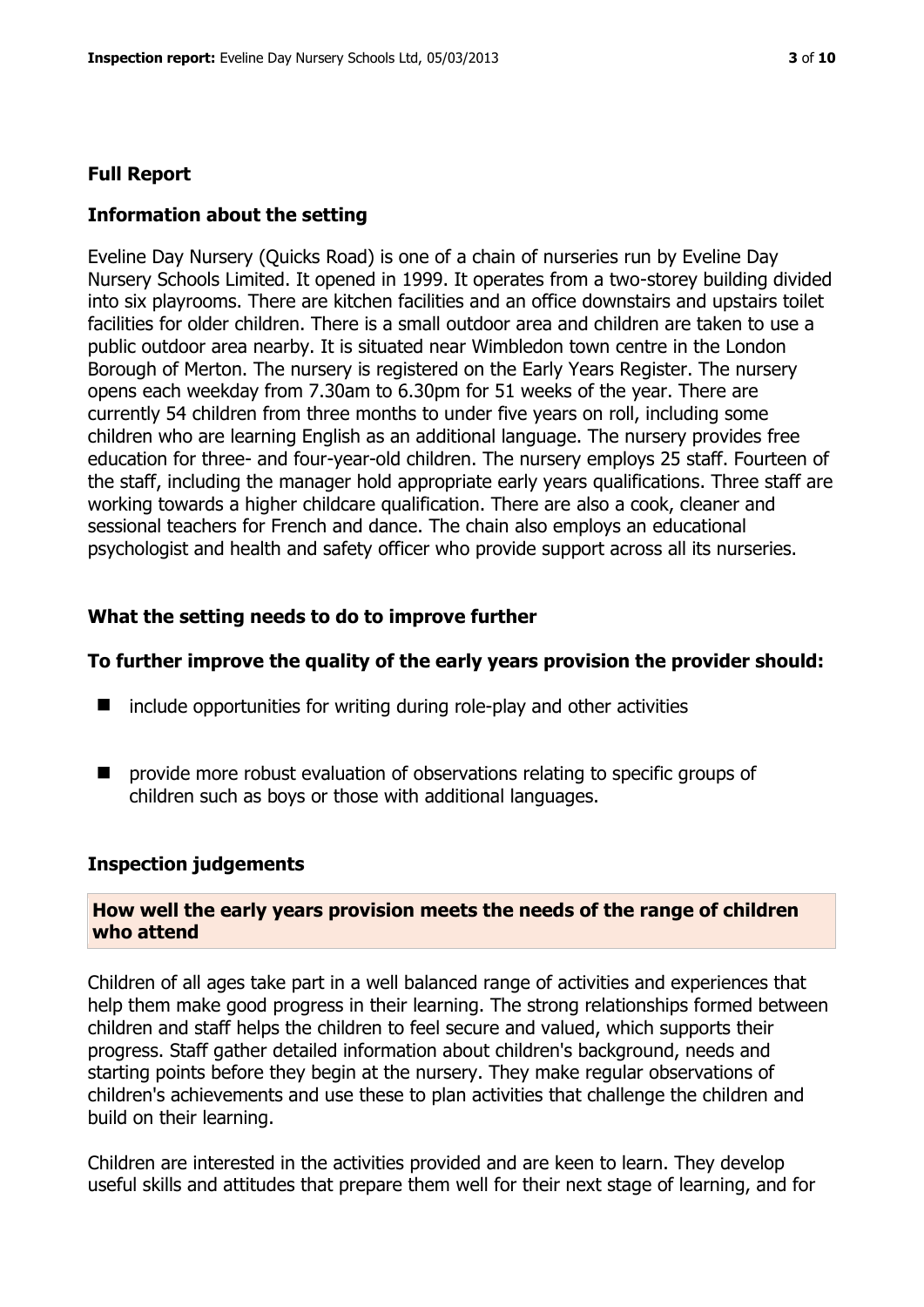## Full Report

### Information about the setting

Eveline Day Nursery (Quicks Road) is one of a chain of nurseries run by Eveline Day Nursery Schools Limited. It opened in 1999. It operates from a two-storey building divided into six playrooms. There are kitchen facilities and an office downstairs and upstairs toilet facilities for older children. There is a small outdoor area and children are taken to use a public outdoor area nearby. It is situated near Wimbledon town centre in the London Borough of Merton. The nursery is registered on the Early Years Register. The nursery opens each weekday from 7.30am to 6.30pm for 51 weeks of the year. There are currently 54 children from three months to under five years on roll, including some children who are learning English as an additional language. The nursery provides free education for three- and four-year-old children. The nursery employs 25 staff. Fourteen of the staff, including the manager hold appropriate early years qualifications. Three staff are working towards a higher childcare qualification. There are also a cook, cleaner and sessional teachers for French and dance. The chain also employs an educational psychologist and health and safety officer who provide support across all its nurseries.

### What the setting needs to do to improve further

### To further improve the quality of the early years provision the provider should:

- include opportunities for writing during role-play and other activities
- provide more robust evaluation of observations relating to specific groups of children such as boys or those with additional languages.

### Inspection judgements

#### How well the early years provision meets the needs of the range of children who attend

Children of all ages take part in a well balanced range of activities and experiences that help them make good progress in their learning. The strong relationships formed between children and staff helps the children to feel secure and valued, which supports their progress. Staff gather detailed information about children's background, needs and starting points before they begin at the nursery. They make regular observations of children's achievements and use these to plan activities that challenge the children and build on their learning.

Children are interested in the activities provided and are keen to learn. They develop useful skills and attitudes that prepare them well for their next stage of learning, and for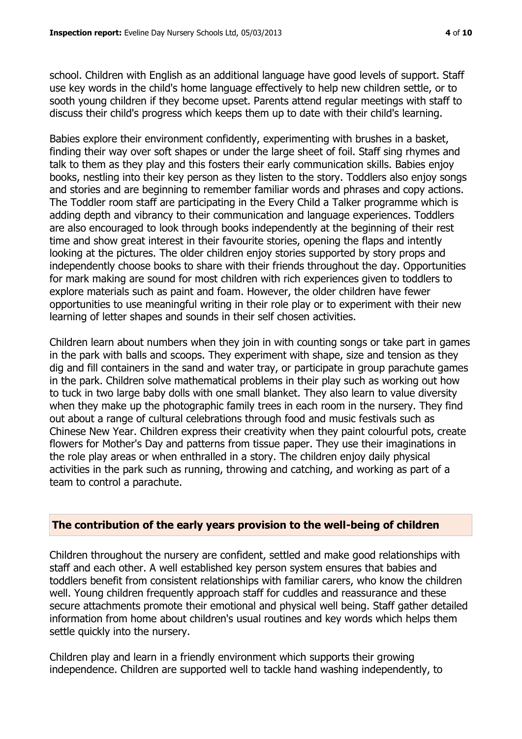school. Children with English as an additional language have good levels of support. Staff use key words in the child's home language effectively to help new children settle, or to sooth young children if they become upset. Parents attend regular meetings with staff to discuss their child's progress which keeps them up to date with their child's learning.

Babies explore their environment confidently, experimenting with brushes in a basket, finding their way over soft shapes or under the large sheet of foil. Staff sing rhymes and talk to them as they play and this fosters their early communication skills. Babies enjoy books, nestling into their key person as they listen to the story. Toddlers also enjoy songs and stories and are beginning to remember familiar words and phrases and copy actions. The Toddler room staff are participating in the Every Child a Talker programme which is adding depth and vibrancy to their communication and language experiences. Toddlers are also encouraged to look through books independently at the beginning of their rest time and show great interest in their favourite stories, opening the flaps and intently looking at the pictures. The older children enjoy stories supported by story props and independently choose books to share with their friends throughout the day. Opportunities for mark making are sound for most children with rich experiences given to toddlers to explore materials such as paint and foam. However, the older children have fewer opportunities to use meaningful writing in their role play or to experiment with their new learning of letter shapes and sounds in their self chosen activities.

Children learn about numbers when they join in with counting songs or take part in games in the park with balls and scoops. They experiment with shape, size and tension as they dig and fill containers in the sand and water tray, or participate in group parachute games in the park. Children solve mathematical problems in their play such as working out how to tuck in two large baby dolls with one small blanket. They also learn to value diversity when they make up the photographic family trees in each room in the nursery. They find out about a range of cultural celebrations through food and music festivals such as Chinese New Year. Children express their creativity when they paint colourful pots, create flowers for Mother's Day and patterns from tissue paper. They use their imaginations in the role play areas or when enthralled in a story. The children enjoy daily physical activities in the park such as running, throwing and catching, and working as part of a team to control a parachute.

## The contribution of the early years provision to the well-being of children

Children throughout the nursery are confident, settled and make good relationships with staff and each other. A well established key person system ensures that babies and toddlers benefit from consistent relationships with familiar carers, who know the children well. Young children frequently approach staff for cuddles and reassurance and these secure attachments promote their emotional and physical well being. Staff gather detailed information from home about children's usual routines and key words which helps them settle quickly into the nursery.

Children play and learn in a friendly environment which supports their growing independence. Children are supported well to tackle hand washing independently, to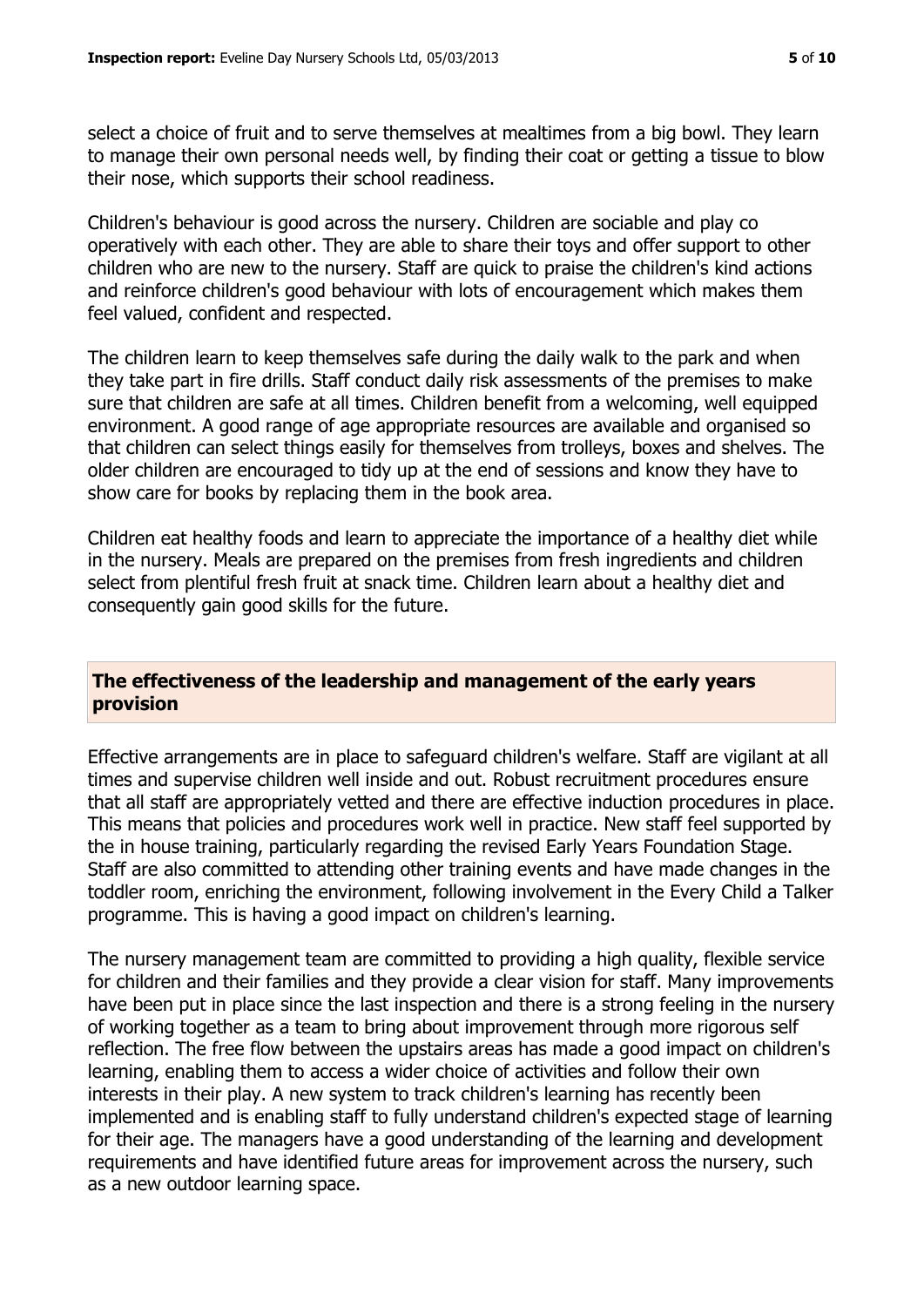select a choice of fruit and to serve themselves at mealtimes from a big bowl. They learn to manage their own personal needs well, by finding their coat or getting a tissue to blow their nose, which supports their school readiness.

Children's behaviour is good across the nursery. Children are sociable and play co operatively with each other. They are able to share their toys and offer support to other children who are new to the nursery. Staff are quick to praise the children's kind actions and reinforce children's good behaviour with lots of encouragement which makes them feel valued, confident and respected.

The children learn to keep themselves safe during the daily walk to the park and when they take part in fire drills. Staff conduct daily risk assessments of the premises to make sure that children are safe at all times. Children benefit from a welcoming, well equipped environment. A good range of age appropriate resources are available and organised so that children can select things easily for themselves from trolleys, boxes and shelves. The older children are encouraged to tidy up at the end of sessions and know they have to show care for books by replacing them in the book area.

Children eat healthy foods and learn to appreciate the importance of a healthy diet while in the nursery. Meals are prepared on the premises from fresh ingredients and children select from plentiful fresh fruit at snack time. Children learn about a healthy diet and consequently gain good skills for the future.

## The effectiveness of the leadership and management of the early years provision

Effective arrangements are in place to safeguard children's welfare. Staff are vigilant at all times and supervise children well inside and out. Robust recruitment procedures ensure that all staff are appropriately vetted and there are effective induction procedures in place. This means that policies and procedures work well in practice. New staff feel supported by the in house training, particularly regarding the revised Early Years Foundation Stage. Staff are also committed to attending other training events and have made changes in the toddler room, enriching the environment, following involvement in the Every Child a Talker programme. This is having a good impact on children's learning.

The nursery management team are committed to providing a high quality, flexible service for children and their families and they provide a clear vision for staff. Many improvements have been put in place since the last inspection and there is a strong feeling in the nursery of working together as a team to bring about improvement through more rigorous self reflection. The free flow between the upstairs areas has made a good impact on children's learning, enabling them to access a wider choice of activities and follow their own interests in their play. A new system to track children's learning has recently been implemented and is enabling staff to fully understand children's expected stage of learning for their age. The managers have a good understanding of the learning and development requirements and have identified future areas for improvement across the nursery, such as a new outdoor learning space.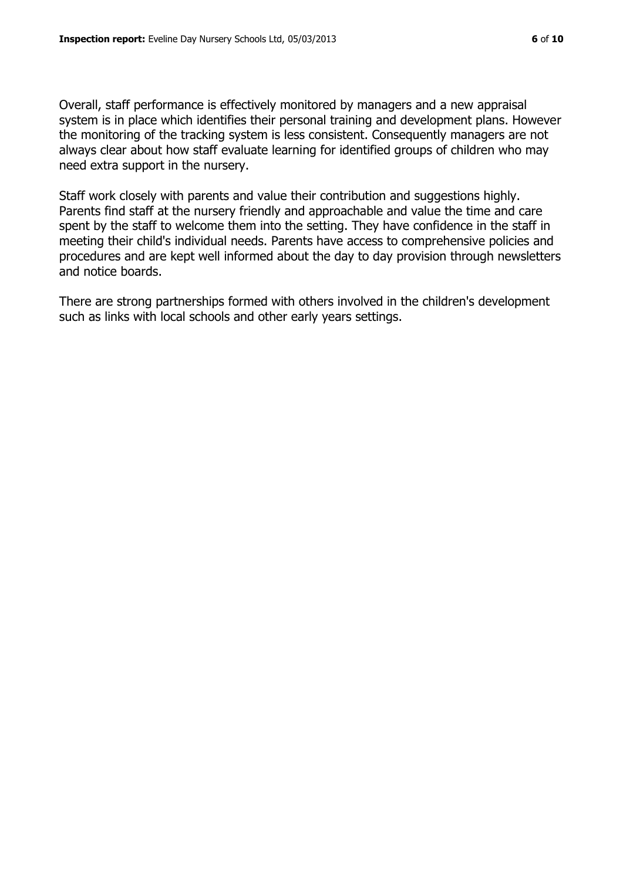Overall, staff performance is effectively monitored by managers and a new appraisal system is in place which identifies their personal training and development plans. However the monitoring of the tracking system is less consistent. Consequently managers are not always clear about how staff evaluate learning for identified groups of children who may need extra support in the nursery.

Staff work closely with parents and value their contribution and suggestions highly. Parents find staff at the nursery friendly and approachable and value the time and care spent by the staff to welcome them into the setting. They have confidence in the staff in meeting their child's individual needs. Parents have access to comprehensive policies and procedures and are kept well informed about the day to day provision through newsletters and notice boards.

There are strong partnerships formed with others involved in the children's development such as links with local schools and other early years settings.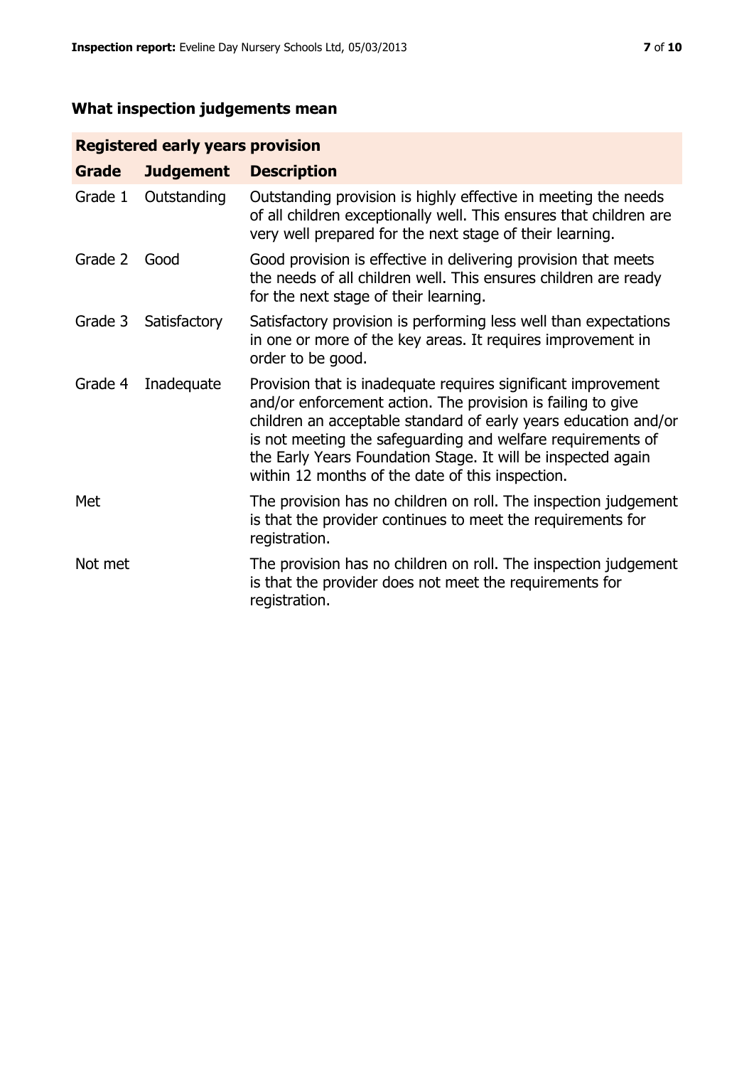## What inspection judgements mean

| Registered early years provision | | |
|---|---|---|
| **Grade** | **Judgement** | **Description** |
| Grade 1 | Outstanding | Outstanding provision is highly effective in meeting the needs of all children exceptionally well. This ensures that children are very well prepared for the next stage of their learning. |
| Grade 2 | Good | Good provision is effective in delivering provision that meets the needs of all children well. This ensures children are ready for the next stage of their learning. |
| Grade 3 | Satisfactory | Satisfactory provision is performing less well than expectations in one or more of the key areas. It requires improvement in order to be good. |
| Grade 4 | Inadequate | Provision that is inadequate requires significant improvement and/or enforcement action. The provision is failing to give children an acceptable standard of early years education and/or is not meeting the safeguarding and welfare requirements of the Early Years Foundation Stage. It will be inspected again within 12 months of the date of this inspection. |
| Met | | The provision has no children on roll. The inspection judgement is that the provider continues to meet the requirements for registration. |
| Not met | | The provision has no children on roll. The inspection judgement is that the provider does not meet the requirements for registration. |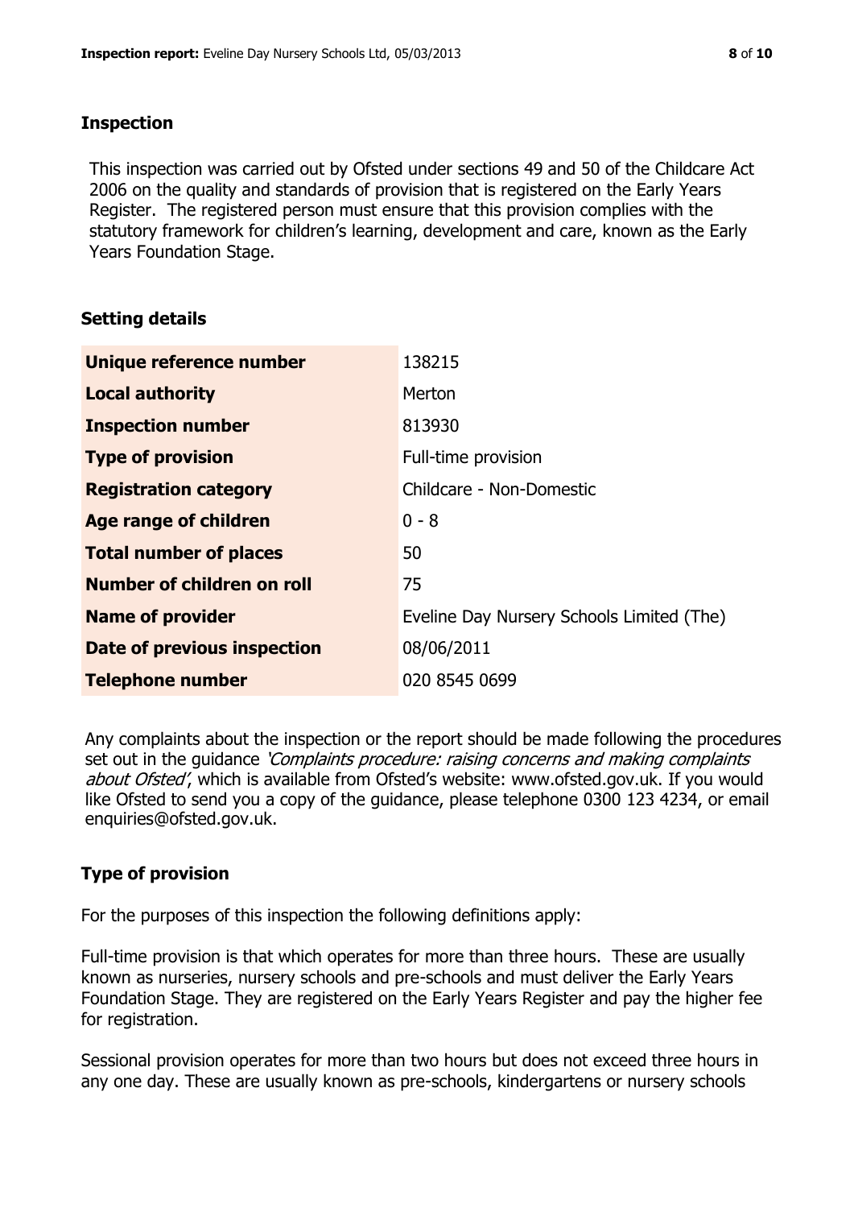## Inspection

This inspection was carried out by Ofsted under sections 49 and 50 of the Childcare Act 2006 on the quality and standards of provision that is registered on the Early Years Register. The registered person must ensure that this provision complies with the statutory framework for children's learning, development and care, known as the Early Years Foundation Stage.

## Setting details

| | |
|---|---|
| **Unique reference number** | 138215 |
| **Local authority** | Merton |
| **Inspection number** | 813930 |
| **Type of provision** | Full-time provision |
| **Registration category** | Childcare - Non-Domestic |
| **Age range of children** | 0 - 8 |
| **Total number of places** | 50 |
| **Number of children on roll** | 75 |
| **Name of provider** | Eveline Day Nursery Schools Limited (The) |
| **Date of previous inspection** | 08/06/2011 |
| **Telephone number** | 020 8545 0699 |

Any complaints about the inspection or the report should be made following the procedures set out in the guidance *'Complaints procedure: raising concerns and making complaints about Ofsted'*, which is available from Ofsted's website: www.ofsted.gov.uk. If you would like Ofsted to send you a copy of the guidance, please telephone 0300 123 4234, or email enquiries@ofsted.gov.uk.

## Type of provision

For the purposes of this inspection the following definitions apply:

Full-time provision is that which operates for more than three hours. These are usually known as nurseries, nursery schools and pre-schools and must deliver the Early Years Foundation Stage. They are registered on the Early Years Register and pay the higher fee for registration.

Sessional provision operates for more than two hours but does not exceed three hours in any one day. These are usually known as pre-schools, kindergartens or nursery schools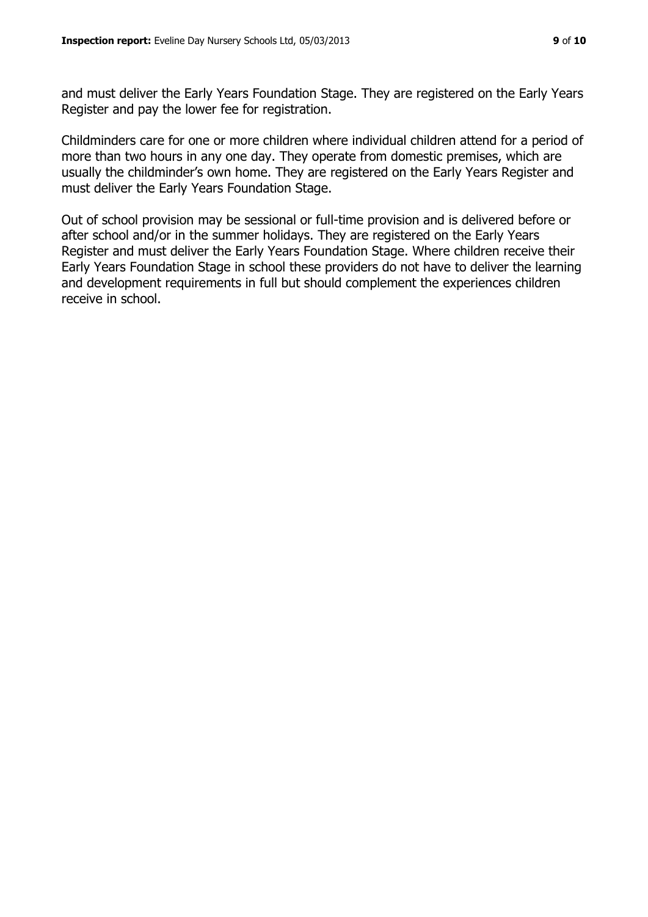and must deliver the Early Years Foundation Stage. They are registered on the Early Years Register and pay the lower fee for registration.

Childminders care for one or more children where individual children attend for a period of more than two hours in any one day. They operate from domestic premises, which are usually the childminder's own home. They are registered on the Early Years Register and must deliver the Early Years Foundation Stage.

Out of school provision may be sessional or full-time provision and is delivered before or after school and/or in the summer holidays. They are registered on the Early Years Register and must deliver the Early Years Foundation Stage. Where children receive their Early Years Foundation Stage in school these providers do not have to deliver the learning and development requirements in full but should complement the experiences children receive in school.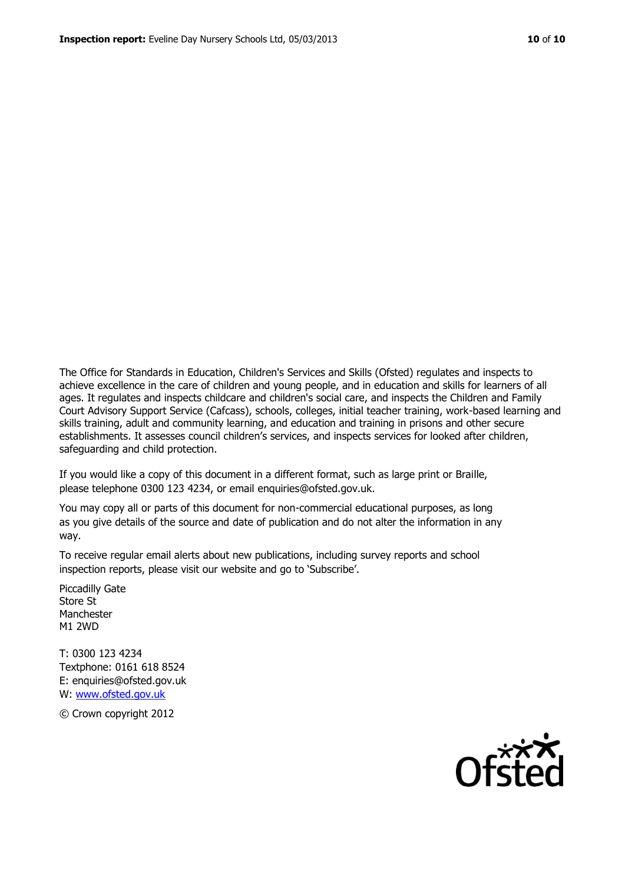The Office for Standards in Education, Children's Services and Skills (Ofsted) regulates and inspects to achieve excellence in the care of children and young people, and in education and skills for learners of all ages. It regulates and inspects childcare and children's social care, and inspects the Children and Family Court Advisory Support Service (Cafcass), schools, colleges, initial teacher training, work-based learning and skills training, adult and community learning, and education and training in prisons and other secure establishments. It assesses council children's services, and inspects services for looked after children, safeguarding and child protection.

If you would like a copy of this document in a different format, such as large print or Braille, please telephone 0300 123 4234, or email enquiries@ofsted.gov.uk.

You may copy all or parts of this document for non-commercial educational purposes, as long as you give details of the source and date of publication and do not alter the information in any way.

To receive regular email alerts about new publications, including survey reports and school inspection reports, please visit our website and go to 'Subscribe'.

Piccadilly Gate
Store St
Manchester
M1 2WD

T: 0300 123 4234
Textphone: 0161 618 8524
E: enquiries@ofsted.gov.uk
W: www.ofsted.gov.uk

© Crown copyright 2012

Ofsted